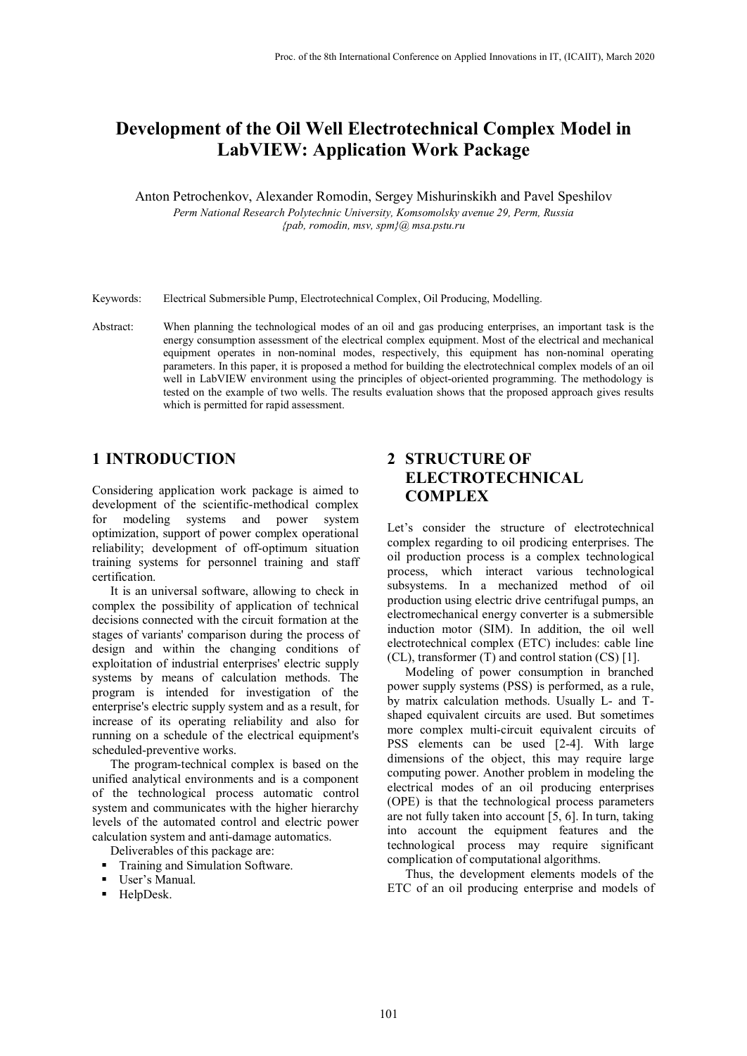# Development of the Oil Well Electrotechnical Complex Model in LabVIEW: Application Work Package

Anton Petrochenkov, Alexander Romodin, Sergey Mishurinskikh and Pavel Speshilov

*Perm National Research Polytechnic University, Komsomolsky avenue 29, Perm, Russia*
*{pab, romodin, msv, spm}@ msa.pstu.ru*

Keywords: Electrical Submersible Pump, Electrotechnical Complex, Oil Producing, Modelling.

Abstract: When planning the technological modes of an oil and gas producing enterprises, an important task is the energy consumption assessment of the electrical complex equipment. Most of the electrical and mechanical equipment operates in non-nominal modes, respectively, this equipment has non-nominal operating parameters. In this paper, it is proposed a method for building the electrotechnical complex models of an oil well in LabVIEW environment using the principles of object-oriented programming. The methodology is tested on the example of two wells. The results evaluation shows that the proposed approach gives results which is permitted for rapid assessment.

## 1 INTRODUCTION

Considering application work package is aimed to development of the scientific-methodical complex for modeling systems and power system optimization, support of power complex operational reliability; development of off-optimum situation training systems for personnel training and staff certification.

It is an universal software, allowing to check in complex the possibility of application of technical decisions connected with the circuit formation at the stages of variants' comparison during the process of design and within the changing conditions of exploitation of industrial enterprises' electric supply systems by means of calculation methods. The program is intended for investigation of the enterprise's electric supply system and as a result, for increase of its operating reliability and also for running on a schedule of the electrical equipment's scheduled-preventive works.

The program-technical complex is based on the unified analytical environments and is a component of the technological process automatic control system and communicates with the higher hierarchy levels of the automated control and electric power calculation system and anti-damage automatics.

Deliverables of this package are:

- Training and Simulation Software.
- User's Manual.
- HelpDesk.

## 2 STRUCTURE OF ELECTROTECHNICAL COMPLEX

Let's consider the structure of electrotechnical complex regarding to oil prodicing enterprises. The oil production process is a complex technological process, which interact various technological subsystems. In a mechanized method of oil production using electric drive centrifugal pumps, an electromechanical energy converter is a submersible induction motor (SIM). In addition, the oil well electrotechnical complex (ETC) includes: cable line (CL), transformer (T) and control station (CS) [1].

Modeling of power consumption in branched power supply systems (PSS) is performed, as a rule, by matrix calculation methods. Usually L- and T-shaped equivalent circuits are used. But sometimes more complex multi-circuit equivalent circuits of PSS elements can be used [2-4]. With large dimensions of the object, this may require large computing power. Another problem in modeling the electrical modes of an oil producing enterprises (OPE) is that the technological process parameters are not fully taken into account [5, 6]. In turn, taking into account the equipment features and the technological process may require significant complication of computational algorithms.

Thus, the development elements models of the ETC of an oil producing enterprise and models of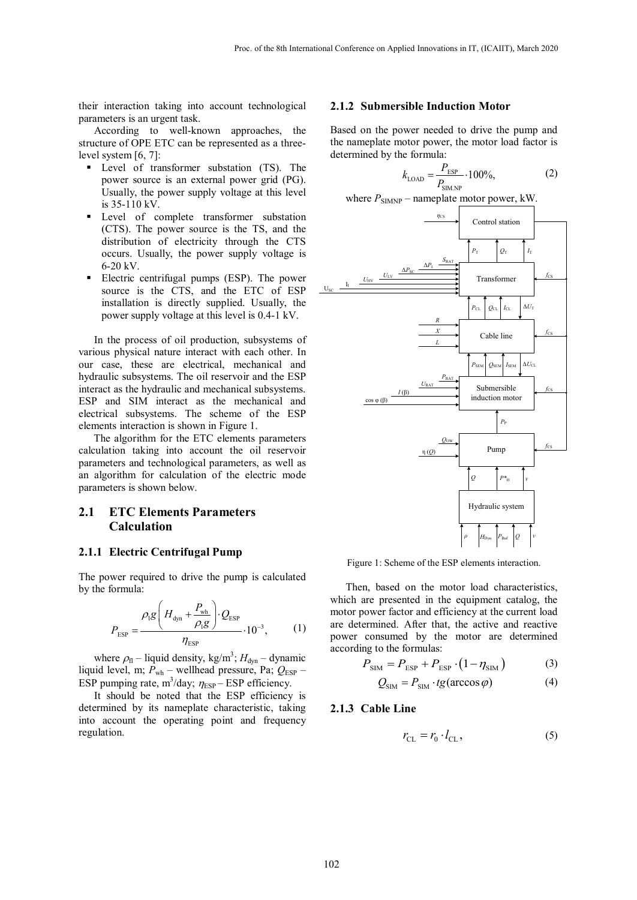their interaction taking into account technological parameters is an urgent task.

According to well-known approaches, the structure of OPE ETC can be represented as a three-level system [6, 7]:

- Level of transformer substation (TS). The power source is an external power grid (PG). Usually, the power supply voltage at this level is 35-110 kV.
- Level of complete transformer substation (CTS). The power source is the TS, and the distribution of electricity through the CTS occurs. Usually, the power supply voltage is 6-20 kV.
- Electric centrifugal pumps (ESP). The power source is the CTS, and the ETC of ESP installation is directly supplied. Usually, the power supply voltage at this level is 0.4-1 kV.

In the process of oil production, subsystems of various physical nature interact with each other. In our case, these are electrical, mechanical and hydraulic subsystems. The oil reservoir and the ESP interact as the hydraulic and mechanical subsystems. ESP and SIM interact as the mechanical and electrical subsystems. The scheme of the ESP elements interaction is shown in Figure 1.

The algorithm for the ETC elements parameters calculation taking into account the oil reservoir parameters and technological parameters, as well as an algorithm for calculation of the electric mode parameters is shown below.

## 2.1 ETC Elements Parameters Calculation

### 2.1.1 Electric Centrifugal Pump

The power required to drive the pump is calculated by the formula:

$$P_{\text{ESP}} = \frac{\rho_{\text{l}} g \left( H_{\text{dyn}} + \dfrac{P_{\text{wh}}}{\rho_{\text{l}} g} \right) \cdot Q_{\text{ESP}}}{\eta_{\text{ESP}}} \cdot 10^{-3}, \tag{1}$$

where $\rho_{\text{fl}}$ – liquid density, kg/m$^3$; $H_{\text{dyn}}$ – dynamic liquid level, m; $P_{\text{wh}}$ – wellhead pressure, Pa; $Q_{\text{ESP}}$ – ESP pumping rate, m$^3$/day; $\eta_{\text{ESP}}$ – ESP efficiency.

It should be noted that the ESP efficiency is determined by its nameplate characteristic, taking into account the operating point and frequency regulation.

### 2.1.2 Submersible Induction Motor

Based on the power needed to drive the pump and the nameplate motor power, the motor load factor is determined by the formula:

$$k_{\text{LOAD}} = \frac{P_{\text{ESP}}}{P_{\text{SIM.NP}}} \cdot 100\%, \tag{2}$$

where $P_{\text{SIMNP}}$ – nameplate motor power, kW.

Figure 1: Scheme of the ESP elements interaction.

Then, based on the motor load characteristics, which are presented in the equipment catalog, the motor power factor and efficiency at the current load are determined. After that, the active and reactive power consumed by the motor are determined according to the formulas:

$$P_{\text{SIM}} = P_{\text{ESP}} + P_{\text{ESP}} \cdot (1 - \eta_{\text{SIM}}) \tag{3}$$

$$Q_{\text{SIM}} = P_{\text{SIM}} \cdot tg(\arccos \varphi) \tag{4}$$

### 2.1.3 Cable Line

$$r_{\text{CL}} = r_0 \cdot l_{\text{CL}}, \tag{5}$$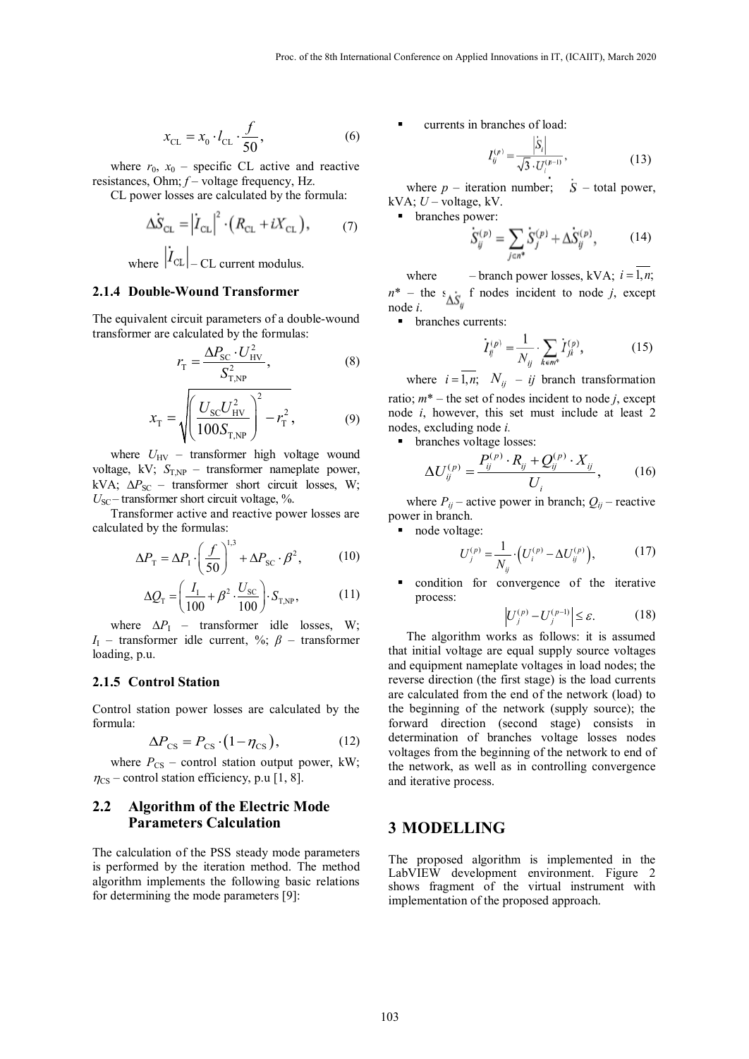$$x_{\mathrm{CL}} = x_0 \cdot l_{\mathrm{CL}} \cdot \frac{f}{50}, \tag{6}$$

where $r_0$, $x_0$ – specific CL active and reactive resistances, Ohm; $f$ – voltage frequency, Hz.

CL power losses are calculated by the formula:

$$\Delta\dot{S}_{\mathrm{CL}} = \left|\dot{I}_{\mathrm{CL}}\right|^2 \cdot \left(R_{\mathrm{CL}} + iX_{\mathrm{CL}}\right), \tag{7}$$

where $\left|\dot{I}_{\mathrm{CL}}\right|$ – CL current modulus.

### 2.1.4 Double-Wound Transformer

The equivalent circuit parameters of a double-wound transformer are calculated by the formulas:

$$r_{\mathrm{T}} = \frac{\Delta P_{\mathrm{SC}} \cdot U_{\mathrm{HV}}^2}{S_{\mathrm{T,NP}}^2}, \tag{8}$$

$$x_{\mathrm{T}} = \sqrt{\left(\frac{U_{\mathrm{SC}} U_{\mathrm{HV}}^2}{100 S_{\mathrm{T,NP}}}\right)^2 - r_{\mathrm{T}}^2}, \tag{9}$$

where $U_{\mathrm{HV}}$ – transformer high voltage wound voltage, kV; $S_{\mathrm{T,NP}}$ – transformer nameplate power, kVA; $\Delta P_{\mathrm{SC}}$ – transformer short circuit losses, W; $U_{\mathrm{SC}}$ – transformer short circuit voltage, %.

Transformer active and reactive power losses are calculated by the formulas:

$$\Delta P_{\mathrm{T}} = \Delta P_{\mathrm{I}} \cdot \left(\frac{f}{50}\right)^{1,3} + \Delta P_{\mathrm{SC}} \cdot \beta^2, \tag{10}$$

$$\Delta Q_{\mathrm{T}} = \left(\frac{I_{\mathrm{I}}}{100} + \beta^2 \cdot \frac{U_{\mathrm{SC}}}{100}\right) \cdot S_{\mathrm{T,NP}}, \tag{11}$$

where $\Delta P_{\mathrm{I}}$ – transformer idle losses, W; $I_{\mathrm{I}}$ – transformer idle current, %; $\beta$ – transformer loading, p.u.

### 2.1.5 Control Station

Control station power losses are calculated by the formula:

$$\Delta P_{\mathrm{CS}} = P_{\mathrm{CS}} \cdot \left(1 - \eta_{\mathrm{CS}}\right), \tag{12}$$

where $P_{\mathrm{CS}}$ – control station output power, kW; $\eta_{\mathrm{CS}}$ – control station efficiency, p.u [1, 8].

## 2.2 Algorithm of the Electric Mode Parameters Calculation

The calculation of the PSS steady mode parameters is performed by the iteration method. The method algorithm implements the following basic relations for determining the mode parameters [9]:

- currents in branches of load:

$$I_{ij}^{(p)} = \frac{\left|\dot{S}_i\right|}{\sqrt{3} \cdot \dot{U}_i^{(p-1)}}, \tag{13}$$

where $p$ – iteration number; $\dot{S}$ – total power, kVA; $U$ – voltage, kV.

- branches power:

$$\dot{S}_{ij}^{(p)} = \sum_{j \in n^*} \dot{S}_j^{(p)} + \Delta\dot{S}_{ij}^{(p)}, \tag{14}$$

where $\Delta\dot{S}_{ij}$ – branch power losses, kVA; $i = \overline{1, n}$; $n^*$ – the set of nodes incident to node $j$, except node $i$.

- branches currents:

$$\dot{I}_{ij}^{(p)} = \frac{1}{N_{ij}} \cdot \sum_{k \in m^*} \dot{I}_{jk}^{(p)}, \tag{15}$$

where $i = \overline{1, n}$; $N_{ij}$ – $ij$ branch transformation ratio; $m^*$ – the set of nodes incident to node $j$, except node $i$, however, this set must include at least 2 nodes, excluding node $i$.

- branches voltage losses:

$$\Delta U_{ij}^{(p)} = \frac{P_{ij}^{(p)} \cdot R_{ij} + Q_{ij}^{(p)} \cdot X_{ij}}{U_i}, \tag{16}$$

where $P_{ij}$ – active power in branch; $Q_{ij}$ – reactive power in branch.

- node voltage:

$$U_j^{(p)} = \frac{1}{N_{ij}} \cdot \left(U_i^{(p)} - \Delta U_{ij}^{(p)}\right), \tag{17}$$

- condition for convergence of the iterative process:

$$\left|U_j^{(p)} - U_j^{(p-1)}\right| \leq \varepsilon. \tag{18}$$

The algorithm works as follows: it is assumed that initial voltage are equal supply source voltages and equipment nameplate voltages in load nodes; the reverse direction (the first stage) is the load currents are calculated from the end of the network (load) to the beginning of the network (supply source); the forward direction (second stage) consists in determination of branches voltage losses nodes voltages from the beginning of the network to end of the network, as well as in controlling convergence and iterative process.

# 3 MODELLING

The proposed algorithm is implemented in the LabVIEW development environment. Figure 2 shows fragment of the virtual instrument with implementation of the proposed approach.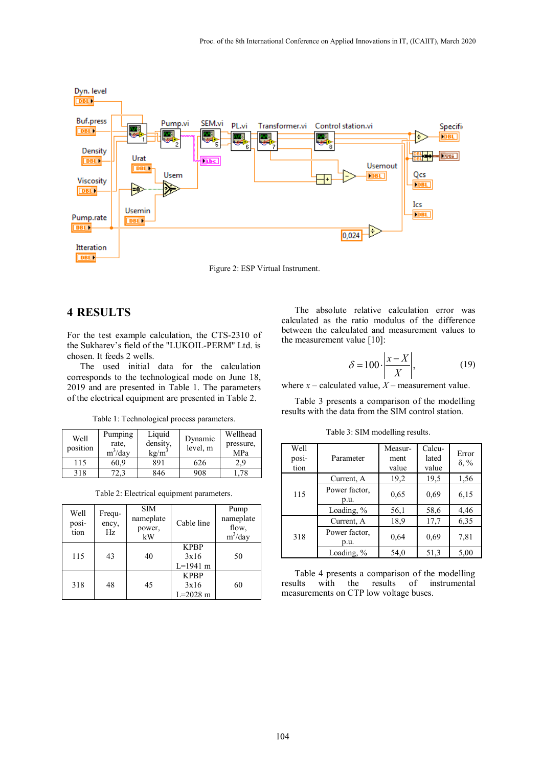Figure 2: ESP Virtual Instrument.

## 4 RESULTS

For the test example calculation, the CTS-2310 of the Sukharev's field of the "LUKOIL-PERM" Ltd. is chosen. It feeds 2 wells.

The used initial data for the calculation corresponds to the technological mode on June 18, 2019 and are presented in Table 1. The parameters of the electrical equipment are presented in Table 2.

Table 1: Technological process parameters.

| Well position | Pumping rate, $m^3$/day | Liquid density, kg/$m^3$ | Dynamic level, m | Wellhead pressure, MPa |
|---|---|---|---|---|
| 115 | 60,9 | 891 | 626 | 2,9 |
| 318 | 72,3 | 846 | 908 | 1,78 |

Table 2: Electrical equipment parameters.

| Well position | Frequency, Hz | SIM nameplate power, kW | Cable line | Pump nameplate flow, $m^3$/day |
|---|---|---|---|---|
| 115 | 43 | 40 | KPBP 3x16 L=1941 m | 50 |
| 318 | 48 | 45 | KPBP 3x16 L=2028 m | 60 |

The absolute relative calculation error was calculated as the ratio modulus of the difference between the calculated and measurement values to the measurement value [10]:

$$\delta = 100 \cdot \left| \frac{x - X}{X} \right|, \tag{19}$$

where $x$ – calculated value, $X$ – measurement value.

Table 3 presents a comparison of the modelling results with the data from the SIM control station.

Table 3: SIM modelling results.

| Well position | Parameter | Measurement value | Calculated value | Error δ, % |
|---|---|---|---|---|
| 115 | Current, A | 19,2 | 19,5 | 1,56 |
| | Power factor, p.u. | 0,65 | 0,69 | 6,15 |
| | Loading, % | 56,1 | 58,6 | 4,46 |
| 318 | Current, A | 18,9 | 17,7 | 6,35 |
| | Power factor, p.u. | 0,64 | 0,69 | 7,81 |
| | Loading, % | 54,0 | 51,3 | 5,00 |

Table 4 presents a comparison of the modelling results with the results of instrumental measurements on CTP low voltage buses.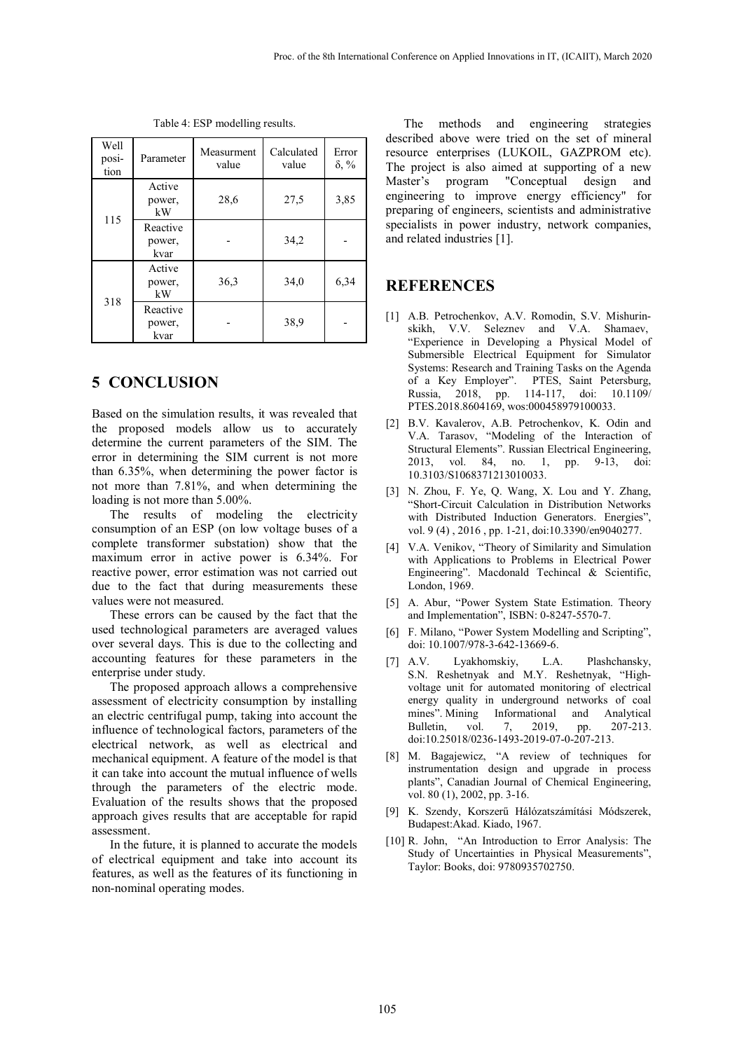Table 4: ESP modelling results.

| Well position | Parameter | Measurment value | Calculated value | Error δ, % |
|---|---|---|---|---|
| 115 | Active power, kW | 28,6 | 27,5 | 3,85 |
| | Reactive power, kvar | - | 34,2 | - |
| 318 | Active power, kW | 36,3 | 34,0 | 6,34 |
| | Reactive power, kvar | - | 38,9 | - |

## 5 CONCLUSION

Based on the simulation results, it was revealed that the proposed models allow us to accurately determine the current parameters of the SIM. The error in determining the SIM current is not more than 6.35%, when determining the power factor is not more than 7.81%, and when determining the loading is not more than 5.00%.

The results of modeling the electricity consumption of an ESP (on low voltage buses of a complete transformer substation) show that the maximum error in active power is 6.34%. For reactive power, error estimation was not carried out due to the fact that during measurements these values were not measured.

These errors can be caused by the fact that the used technological parameters are averaged values over several days. This is due to the collecting and accounting features for these parameters in the enterprise under study.

The proposed approach allows a comprehensive assessment of electricity consumption by installing an electric centrifugal pump, taking into account the influence of technological factors, parameters of the electrical network, as well as electrical and mechanical equipment. A feature of the model is that it can take into account the mutual influence of wells through the parameters of the electric mode. Evaluation of the results shows that the proposed approach gives results that are acceptable for rapid assessment.

In the future, it is planned to accurate the models of electrical equipment and take into account its features, as well as the features of its functioning in non-nominal operating modes.

The methods and engineering strategies described above were tried on the set of mineral resource enterprises (LUKOIL, GAZPROM etc). The project is also aimed at supporting of a new Master's program "Conceptual design and engineering to improve energy efficiency" for preparing of engineers, scientists and administrative specialists in power industry, network companies, and related industries [1].

## REFERENCES

[1] A.B. Petrochenkov, A.V. Romodin, S.V. Mishurinskikh, V.V. Seleznev and V.A. Shamaev, "Experience in Developing a Physical Model of Submersible Electrical Equipment for Simulator Systems: Research and Training Tasks on the Agenda of a Key Employer". PTES, Saint Petersburg, Russia, 2018, pp. 114-117, doi: 10.1109/PTES.2018.8604169, wos:000458979100033.

[2] B.V. Kavalerov, A.B. Petrochenkov, K. Odin and V.A. Tarasov, "Modeling of the Interaction of Structural Elements". Russian Electrical Engineering, 2013, vol. 84, no. 1, pp. 9-13, doi: 10.3103/S1068371213010033.

[3] N. Zhou, F. Ye, Q. Wang, X. Lou and Y. Zhang, "Short-Circuit Calculation in Distribution Networks with Distributed Induction Generators. Energies", vol. 9 (4) , 2016 , pp. 1-21, doi:10.3390/en9040277.

[4] V.A. Venikov, "Theory of Similarity and Simulation with Applications to Problems in Electrical Power Engineering". Macdonald Techincal & Scientific, London, 1969.

[5] A. Abur, "Power System State Estimation. Theory and Implementation", ISBN: 0-8247-5570-7.

[6] F. Milano, "Power System Modelling and Scripting", doi: 10.1007/978-3-642-13669-6.

[7] A.V. Lyakhomskiy, L.A. Plashchansky, S.N. Reshetnyak and M.Y. Reshetnyak, "High-voltage unit for automated monitoring of electrical energy quality in underground networks of coal mines". Mining Informational and Analytical Bulletin, vol. 7, 2019, pp. 207-213. doi:10.25018/0236-1493-2019-07-0-207-213.

[8] M. Bagajewicz, "A review of techniques for instrumentation design and upgrade in process plants", Canadian Journal of Chemical Engineering, vol. 80 (1), 2002, pp. 3-16.

[9] K. Szendy, Korszerű Hálózatszámítási Módszerek, Budapest:Akad. Kiado, 1967.

[10] R. John, "An Introduction to Error Analysis: The Study of Uncertainties in Physical Measurements", Taylor: Books, doi: 9780935702750.